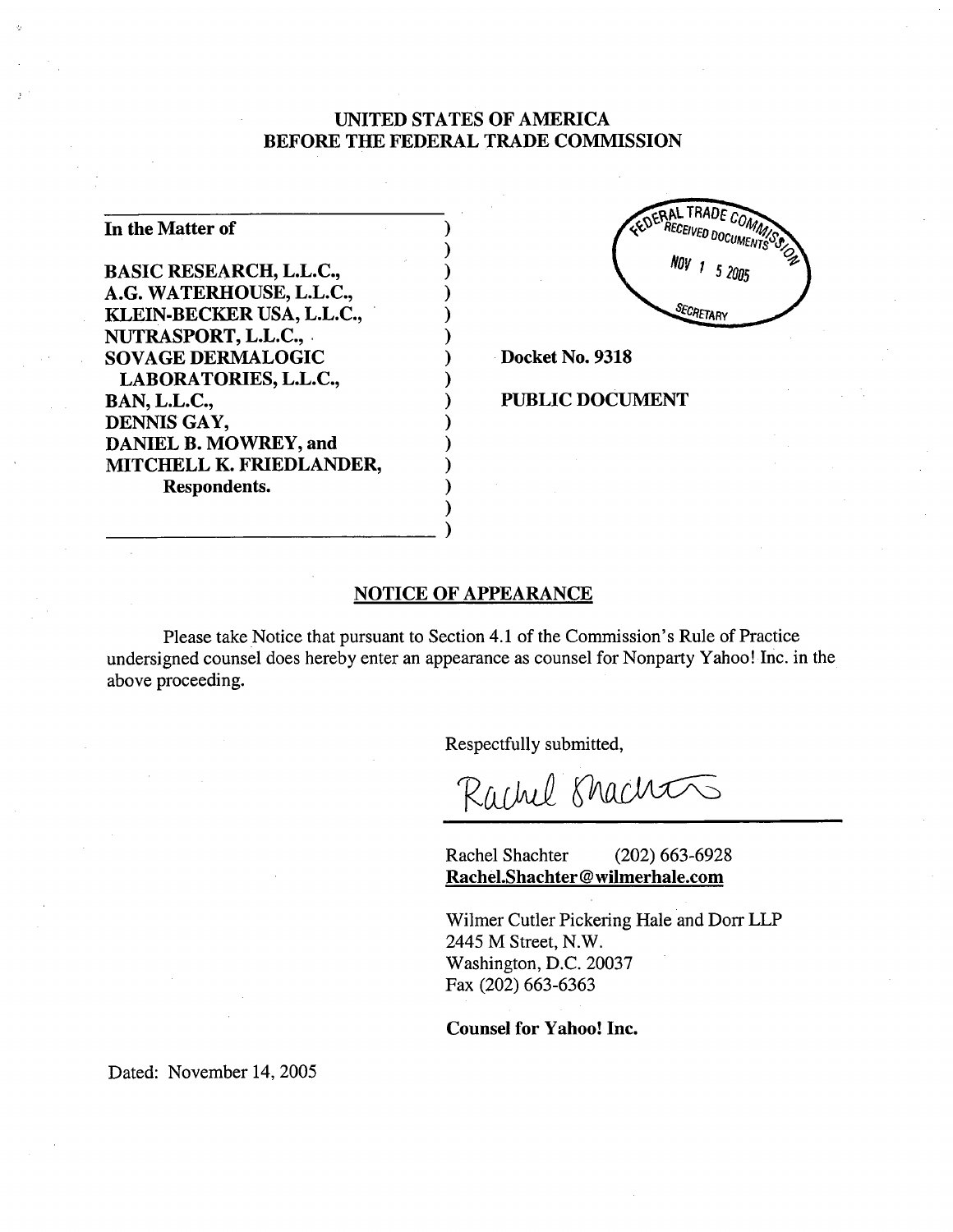**UNITED STATES OF AMERICA**
**BEFORE THE FEDERAL TRADE COMMISSION**

FEDERAL TRADE COMMISSION RECEIVED DOCUMENTS NOV 15 2005 SECRETARY

**In the Matter of**

**BASIC RESEARCH, L.L.C.,**
**A.G. WATERHOUSE, L.L.C.,**
**KLEIN-BECKER USA, L.L.C.,**
**NUTRASPORT, L.L.C.,**
**SOVAGE DERMALOGIC LABORATORIES, L.L.C.,**
**BAN, L.L.C.,**
**DENNIS GAY,**
**DANIEL B. MOWREY, and**
**MITCHELL K. FRIEDLANDER,**
**Respondents.**

**Docket No. 9318**

**PUBLIC DOCUMENT**

## NOTICE OF APPEARANCE

Please take Notice that pursuant to Section 4.1 of the Commission's Rule of Practice undersigned counsel does hereby enter an appearance as counsel for Nonparty Yahoo! Inc. in the above proceeding.

Respectfully submitted,

Rachel Shachter

Rachel Shachter (202) 663-6928
**Rachel.Shachter@wilmerhale.com**

Wilmer Cutler Pickering Hale and Dorr LLP
2445 M Street, N.W.
Washington, D.C. 20037
Fax (202) 663-6363

**Counsel for Yahoo! Inc.**

Dated: November 14, 2005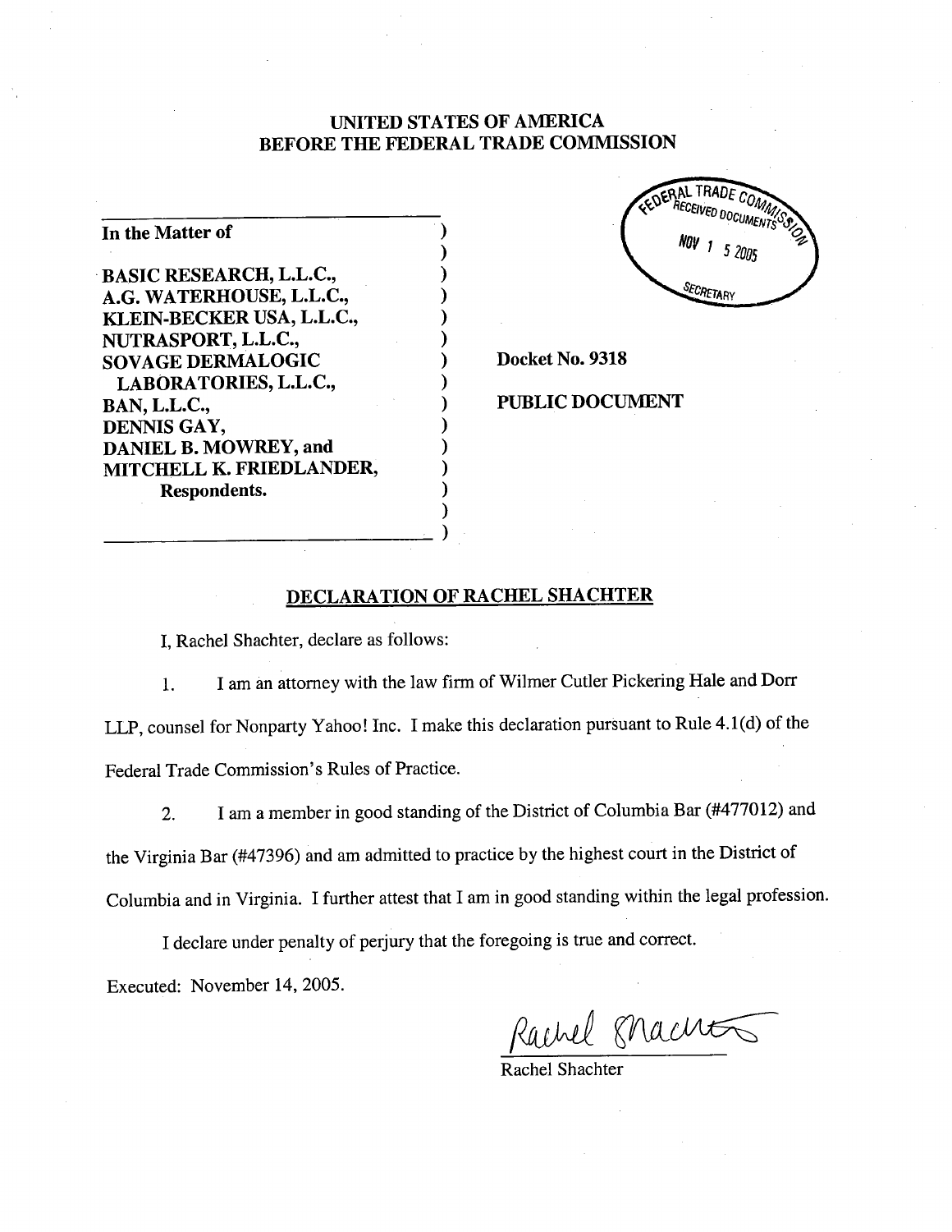# UNITED STATES OF AMERICA
# BEFORE THE FEDERAL TRADE COMMISSION

FEDERAL TRADE COMMISSION
RECEIVED DOCUMENTS
NOV 15 2005
SECRETARY

**In the Matter of**

**BASIC RESEARCH, L.L.C.,**
**A.G. WATERHOUSE, L.L.C.,**
**KLEIN-BECKER USA, L.L.C.,**
**NUTRASPORT, L.L.C.,**
**SOVAGE DERMALOGIC LABORATORIES, L.L.C.,**
**BAN, L.L.C.,**
**DENNIS GAY,**
**DANIEL B. MOWREY, and**
**MITCHELL K. FRIEDLANDER,**
**Respondents.**

**Docket No. 9318**

**PUBLIC DOCUMENT**

## DECLARATION OF RACHEL SHACHTER

I, Rachel Shachter, declare as follows:

1. I am an attorney with the law firm of Wilmer Cutler Pickering Hale and Dorr LLP, counsel for Nonparty Yahoo! Inc. I make this declaration pursuant to Rule 4.1(d) of the Federal Trade Commission's Rules of Practice.

2. I am a member in good standing of the District of Columbia Bar (#477012) and the Virginia Bar (#47396) and am admitted to practice by the highest court in the District of Columbia and in Virginia. I further attest that I am in good standing within the legal profession.

I declare under penalty of perjury that the foregoing is true and correct.

Executed: November 14, 2005.

Rachel Shachter